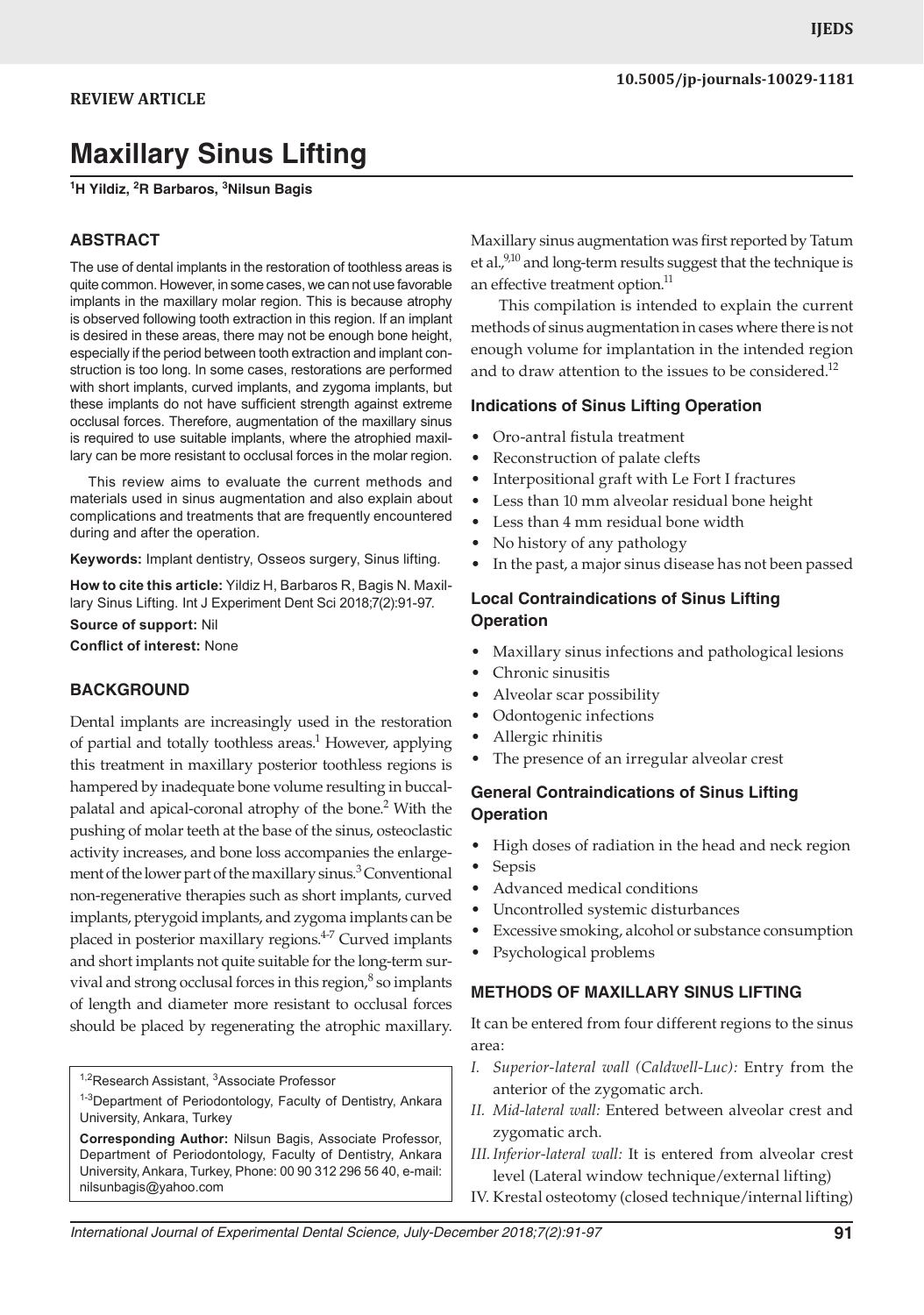REVIEW ARTICLE

10.5005/jp-journals-10029-1181

# Maxillary Sinus Lifting

[1]H Yildiz, [2]R Barbaros, [3]Nilsun Bagis

## ABSTRACT

The use of dental implants in the restoration of toothless areas is quite common. However, in some cases, we can not use favorable implants in the maxillary molar region. This is because atrophy is observed following tooth extraction in this region. If an implant is desired in these areas, there may not be enough bone height, especially if the period between tooth extraction and implant construction is too long. In some cases, restorations are performed with short implants, curved implants, and zygoma implants, but these implants do not have sufficient strength against extreme occlusal forces. Therefore, augmentation of the maxillary sinus is required to use suitable implants, where the atrophied maxillary can be more resistant to occlusal forces in the molar region.

This review aims to evaluate the current methods and materials used in sinus augmentation and also explain about complications and treatments that are frequently encountered during and after the operation.

**Keywords:** Implant dentistry, Osseos surgery, Sinus lifting.

**How to cite this article:** Yildiz H, Barbaros R, Bagis N. Maxillary Sinus Lifting. Int J Experiment Dent Sci 2018;7(2):91-97.

**Source of support:** Nil

**Conflict of interest:** None

## BACKGROUND

Dental implants are increasingly used in the restoration of partial and totally toothless areas.[1] However, applying this treatment in maxillary posterior toothless regions is hampered by inadequate bone volume resulting in buccal-palatal and apical-coronal atrophy of the bone.[2] With the pushing of molar teeth at the base of the sinus, osteoclastic activity increases, and bone loss accompanies the enlargement of the lower part of the maxillary sinus.[3] Conventional non-regenerative therapies such as short implants, curved implants, pterygoid implants, and zygoma implants can be placed in posterior maxillary regions.[4-7] Curved implants and short implants not quite suitable for the long-term survival and strong occlusal forces in this region,[8] so implants of length and diameter more resistant to occlusal forces should be placed by regenerating the atrophic maxillary.

[1,2]Research Assistant, [3]Associate Professor

[1-3]Department of Periodontology, Faculty of Dentistry, Ankara University, Ankara, Turkey

**Corresponding Author:** Nilsun Bagis, Associate Professor, Department of Periodontology, Faculty of Dentistry, Ankara University, Ankara, Turkey, Phone: 00 90 312 296 56 40, e-mail: nilsunbagis@yahoo.com

Maxillary sinus augmentation was first reported by Tatum et al.,[9,10] and long-term results suggest that the technique is an effective treatment option.[11]

This compilation is intended to explain the current methods of sinus augmentation in cases where there is not enough volume for implantation in the intended region and to draw attention to the issues to be considered.[12]

### Indications of Sinus Lifting Operation

- Oro-antral fistula treatment
- Reconstruction of palate clefts
- Interpositional graft with Le Fort I fractures
- Less than 10 mm alveolar residual bone height
- Less than 4 mm residual bone width
- No history of any pathology
- In the past, a major sinus disease has not been passed

### Local Contraindications of Sinus Lifting Operation

- Maxillary sinus infections and pathological lesions
- Chronic sinusitis
- Alveolar scar possibility
- Odontogenic infections
- Allergic rhinitis
- The presence of an irregular alveolar crest

### General Contraindications of Sinus Lifting Operation

- High doses of radiation in the head and neck region
- Sepsis
- Advanced medical conditions
- Uncontrolled systemic disturbances
- Excessive smoking, alcohol or substance consumption
- Psychological problems

## METHODS OF MAXILLARY SINUS LIFTING

It can be entered from four different regions to the sinus area:

I. *Superior-lateral wall (Caldwell-Luc):* Entry from the anterior of the zygomatic arch.
II. *Mid-lateral wall:* Entered between alveolar crest and zygomatic arch.
III. *Inferior-lateral wall:* It is entered from alveolar crest level (Lateral window technique/external lifting)
IV. Krestal osteotomy (closed technique/internal lifting)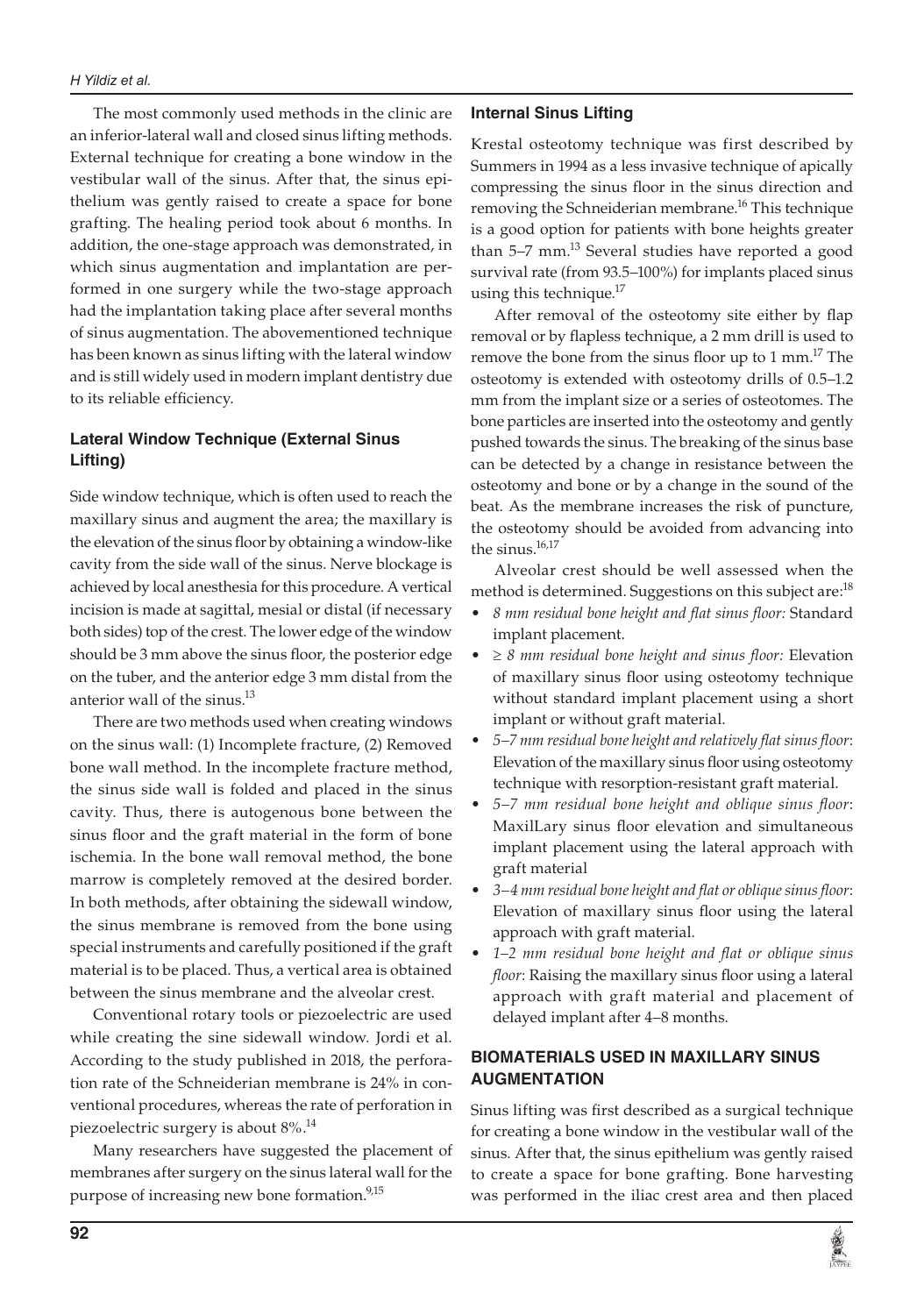The most commonly used methods in the clinic are an inferior-lateral wall and closed sinus lifting methods. External technique for creating a bone window in the vestibular wall of the sinus. After that, the sinus epithelium was gently raised to create a space for bone grafting. The healing period took about 6 months. In addition, the one-stage approach was demonstrated, in which sinus augmentation and implantation are performed in one surgery while the two-stage approach had the implantation taking place after several months of sinus augmentation. The abovementioned technique has been known as sinus lifting with the lateral window and is still widely used in modern implant dentistry due to its reliable efficiency.

### Lateral Window Technique (External Sinus Lifting)

Side window technique, which is often used to reach the maxillary sinus and augment the area; the maxillary is the elevation of the sinus floor by obtaining a window-like cavity from the side wall of the sinus. Nerve blockage is achieved by local anesthesia for this procedure. A vertical incision is made at sagittal, mesial or distal (if necessary both sides) top of the crest. The lower edge of the window should be 3 mm above the sinus floor, the posterior edge on the tuber, and the anterior edge 3 mm distal from the anterior wall of the sinus.[13]

There are two methods used when creating windows on the sinus wall: (1) Incomplete fracture, (2) Removed bone wall method. In the incomplete fracture method, the sinus side wall is folded and placed in the sinus cavity. Thus, there is autogenous bone between the sinus floor and the graft material in the form of bone ischemia. In the bone wall removal method, the bone marrow is completely removed at the desired border. In both methods, after obtaining the sidewall window, the sinus membrane is removed from the bone using special instruments and carefully positioned if the graft material is to be placed. Thus, a vertical area is obtained between the sinus membrane and the alveolar crest.

Conventional rotary tools or piezoelectric are used while creating the sine sidewall window. Jordi et al. According to the study published in 2018, the perforation rate of the Schneiderian membrane is 24% in conventional procedures, whereas the rate of perforation in piezoelectric surgery is about 8%.[14]

Many researchers have suggested the placement of membranes after surgery on the sinus lateral wall for the purpose of increasing new bone formation.[9,15]

### Internal Sinus Lifting

Krestal osteotomy technique was first described by Summers in 1994 as a less invasive technique of apically compressing the sinus floor in the sinus direction and removing the Schneiderian membrane.[16] This technique is a good option for patients with bone heights greater than 5–7 mm.[13] Several studies have reported a good survival rate (from 93.5–100%) for implants placed sinus using this technique.[17]

After removal of the osteotomy site either by flap removal or by flapless technique, a 2 mm drill is used to remove the bone from the sinus floor up to 1 mm.[17] The osteotomy is extended with osteotomy drills of 0.5–1.2 mm from the implant size or a series of osteotomes. The bone particles are inserted into the osteotomy and gently pushed towards the sinus. The breaking of the sinus base can be detected by a change in resistance between the osteotomy and bone or by a change in the sound of the beat. As the membrane increases the risk of puncture, the osteotomy should be avoided from advancing into the sinus.[16,17]

Alveolar crest should be well assessed when the method is determined. Suggestions on this subject are:[18]

- *8 mm residual bone height and flat sinus floor:* Standard implant placement.
- *≥ 8 mm residual bone height and sinus floor:* Elevation of maxillary sinus floor using osteotomy technique without standard implant placement using a short implant or without graft material.
- *5–7 mm residual bone height and relatively flat sinus floor*: Elevation of the maxillary sinus floor using osteotomy technique with resorption-resistant graft material.
- *5–7 mm residual bone height and oblique sinus floor*: MaxilLary sinus floor elevation and simultaneous implant placement using the lateral approach with graft material
- *3–4 mm residual bone height and flat or oblique sinus floor*: Elevation of maxillary sinus floor using the lateral approach with graft material.
- *1–2 mm residual bone height and flat or oblique sinus floor*: Raising the maxillary sinus floor using a lateral approach with graft material and placement of delayed implant after 4–8 months.

## BIOMATERIALS USED IN MAXILLARY SINUS AUGMENTATION

Sinus lifting was first described as a surgical technique for creating a bone window in the vestibular wall of the sinus. After that, the sinus epithelium was gently raised to create a space for bone grafting. Bone harvesting was performed in the iliac crest area and then placed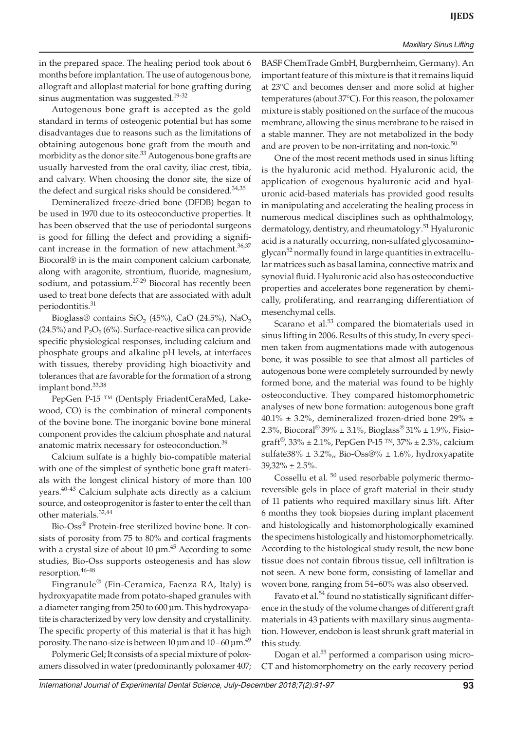in the prepared space. The healing period took about 6 months before implantation. The use of autogenous bone, allograft and alloplast material for bone grafting during sinus augmentation was suggested.[19-32]

Autogenous bone graft is accepted as the gold standard in terms of osteogenic potential but has some disadvantages due to reasons such as the limitations of obtaining autogenous bone graft from the mouth and morbidity as the donor site.[33] Autogenous bone grafts are usually harvested from the oral cavity, iliac crest, tibia, and calvary. When choosing the donor site, the size of the defect and surgical risks should be considered.[34,35]

Demineralized freeze-dried bone (DFDB) began to be used in 1970 due to its osteoconductive properties. It has been observed that the use of periodontal surgeons is good for filling the defect and providing a significant increase in the formation of new attachment.[36,37] Biocoral® in is the main component calcium carbonate, along with aragonite, strontium, fluoride, magnesium, sodium, and potassium.[27-29] Biocoral has recently been used to treat bone defects that are associated with adult periodontitis.[31]

Bioglass® contains $SiO_2$ (45%), CaO (24.5%), $NaO_2$ (24.5%) and $P_2O_5$ (6%). Surface-reactive silica can provide specific physiological responses, including calcium and phosphate groups and alkaline pH levels, at interfaces with tissues, thereby providing high bioactivity and tolerances that are favorable for the formation of a strong implant bond.[33,38]

PepGen P-15 ™ (Dentsply FriadentCeraMed, Lakewood, CO) is the combination of mineral components of the bovine bone. The inorganic bovine bone mineral component provides the calcium phosphate and natural anatomic matrix necessary for osteoconduction.[39]

Calcium sulfate is a highly bio-compatible material with one of the simplest of synthetic bone graft materials with the longest clinical history of more than 100 years.[40-43] Calcium sulphate acts directly as a calcium source, and osteoprogenitor is faster to enter the cell than other materials.[32,44]

Bio-Oss® Protein-free sterilized bovine bone. It consists of porosity from 75 to 80% and cortical fragments with a crystal size of about 10 µm.[45] According to some studies, Bio-Oss supports osteogenesis and has slow resorption.[46-48]

Fingranule® (Fin-Ceramica, Faenza RA, Italy) is hydroxyapatite made from potato-shaped granules with a diameter ranging from 250 to 600 µm. This hydroxyapatite is characterized by very low density and crystallinity. The specific property of this material is that it has high porosity. The nano-size is between 10 µm and 10 –60 µm.[49]

Polymeric Gel; It consists of a special mixture of poloxamers dissolved in water (predominantly poloxamer 407; BASF ChemTrade GmbH, Burgbernheim, Germany). An important feature of this mixture is that it remains liquid at 23°C and becomes denser and more solid at higher temperatures (about 37°C). For this reason, the poloxamer mixture is stably positioned on the surface of the mucous membrane, allowing the sinus membrane to be raised in a stable manner. They are not metabolized in the body and are proven to be non-irritating and non-toxic.[50]

One of the most recent methods used in sinus lifting is the hyaluronic acid method. Hyaluronic acid, the application of exogenous hyaluronic acid and hyaluronic acid-based materials has provided good results in manipulating and accelerating the healing process in numerous medical disciplines such as ophthalmology, dermatology, dentistry, and rheumatology.[51] Hyaluronic acid is a naturally occurring, non-sulfated glycosaminoglycan[52] normally found in large quantities in extracellular matrices such as basal lamina, connective matrix and synovial fluid. Hyaluronic acid also has osteoconductive properties and accelerates bone regeneration by chemically, proliferating, and rearranging differentiation of mesenchymal cells.

Scarano et al.[53] compared the biomaterials used in sinus lifting in 2006. Results of this study, In every specimen taken from augmentations made with autogenous bone, it was possible to see that almost all particles of autogenous bone were completely surrounded by newly formed bone, and the material was found to be highly osteoconductive. They compared histomorphometric analyses of new bone formation: autogenous bone graft 40.1% ± 3.2%, demineralized frozen-dried bone 29% ± 2.3%, Biocoral® 39% ± 3.1%, Bioglass® 31% ± 1.9%, Fisiograft®, 33% ± 2.1%, PepGen P-15 ™, 37% ± 2.3%, calcium sulfate38% ± 3.2%,, Bio-Oss®% ± 1.6%, hydroxyapatite 39,32% ± 2.5%.

Cossellu et al. [50] used resorbable polymeric thermoreversible gels in place of graft material in their study of 11 patients who required maxillary sinus lift. After 6 months they took biopsies during implant placement and histologically and histomorphologically examined the specimens histologically and histomorphometrically. According to the histological study result, the new bone tissue does not contain fibrous tissue, cell infiltration is not seen. A new bone form, consisting of lamellar and woven bone, ranging from 54–60% was also observed.

Favato et al.[54] found no statistically significant difference in the study of the volume changes of different graft materials in 43 patients with maxillary sinus augmentation. However, endobon is least shrunk graft material in this study.

Dogan et al.[55] performed a comparison using micro-CT and histomorphometry on the early recovery period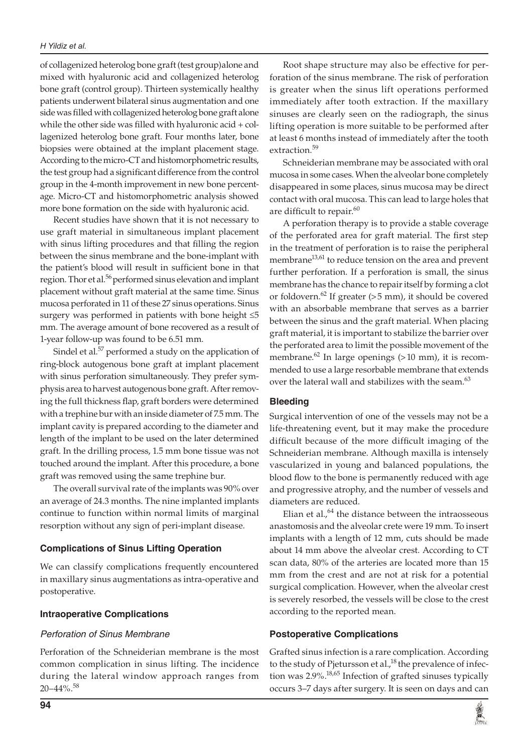of collagenized heterolog bone graft (test group) alone and mixed with hyaluronic acid and collagenized heterolog bone graft (control group). Thirteen systemically healthy patients underwent bilateral sinus augmentation and one side was filled with collagenized heterolog bone graft alone while the other side was filled with hyaluronic acid + collagenized heterolog bone graft. Four months later, bone biopsies were obtained at the implant placement stage. According to the micro-CT and histomorphometric results, the test group had a significant difference from the control group in the 4-month improvement in new bone percentage. Micro-CT and histomorphometric analysis showed more bone formation on the side with hyaluronic acid.

Recent studies have shown that it is not necessary to use graft material in simultaneous implant placement with sinus lifting procedures and that filling the region between the sinus membrane and the bone-implant with the patient's blood will result in sufficient bone in that region. Thor et al.[56] performed sinus elevation and implant placement without graft material at the same time. Sinus mucosa perforated in 11 of these 27 sinus operations. Sinus surgery was performed in patients with bone height ≤5 mm. The average amount of bone recovered as a result of 1-year follow-up was found to be 6.51 mm.

Sindel et al.[57] performed a study on the application of ring-block autogenous bone graft at implant placement with sinus perforation simultaneously. They prefer symphysis area to harvest autogenous bone graft. After removing the full thickness flap, graft borders were determined with a trephine bur with an inside diameter of 7.5 mm. The implant cavity is prepared according to the diameter and length of the implant to be used on the later determined graft. In the drilling process, 1.5 mm bone tissue was not touched around the implant. After this procedure, a bone graft was removed using the same trephine bur.

The overall survival rate of the implants was 90% over an average of 24.3 months. The nine implanted implants continue to function within normal limits of marginal resorption without any sign of peri-implant disease.

## Complications of Sinus Lifting Operation

We can classify complications frequently encountered in maxillary sinus augmentations as intra-operative and postoperative.

### Intraoperative Complications

#### *Perforation of Sinus Membrane*

Perforation of the Schneiderian membrane is the most common complication in sinus lifting. The incidence during the lateral window approach ranges from 20–44%.[58]

Root shape structure may also be effective for perforation of the sinus membrane. The risk of perforation is greater when the sinus lift operations performed immediately after tooth extraction. If the maxillary sinuses are clearly seen on the radiograph, the sinus lifting operation is more suitable to be performed after at least 6 months instead of immediately after the tooth extraction.[59]

Schneiderian membrane may be associated with oral mucosa in some cases. When the alveolar bone completely disappeared in some places, sinus mucosa may be direct contact with oral mucosa. This can lead to large holes that are difficult to repair.[60]

A perforation therapy is to provide a stable coverage of the perforated area for graft material. The first step in the treatment of perforation is to raise the peripheral membrane[13,61] to reduce tension on the area and prevent further perforation. If a perforation is small, the sinus membrane has the chance to repair itself by forming a clot or foldovern.[62] If greater (>5 mm), it should be covered with an absorbable membrane that serves as a barrier between the sinus and the graft material. When placing graft material, it is important to stabilize the barrier over the perforated area to limit the possible movement of the membrane.[62] In large openings (>10 mm), it is recommended to use a large resorbable membrane that extends over the lateral wall and stabilizes with the seam.[63]

### Bleeding

Surgical intervention of one of the vessels may not be a life-threatening event, but it may make the procedure difficult because of the more difficult imaging of the Schneiderian membrane. Although maxilla is intensely vascularized in young and balanced populations, the blood flow to the bone is permanently reduced with age and progressive atrophy, and the number of vessels and diameters are reduced.

Elian et al.,[64] the distance between the intraosseous anastomosis and the alveolar crete were 19 mm. To insert implants with a length of 12 mm, cuts should be made about 14 mm above the alveolar crest. According to CT scan data, 80% of the arteries are located more than 15 mm from the crest and are not at risk for a potential surgical complication. However, when the alveolar crest is severely resorbed, the vessels will be close to the crest according to the reported mean.

### Postoperative Complications

Grafted sinus infection is a rare complication. According to the study of Pjetursson et al.,[18] the prevalence of infection was 2.9%.[18,65] Infection of grafted sinuses typically occurs 3–7 days after surgery. It is seen on days and can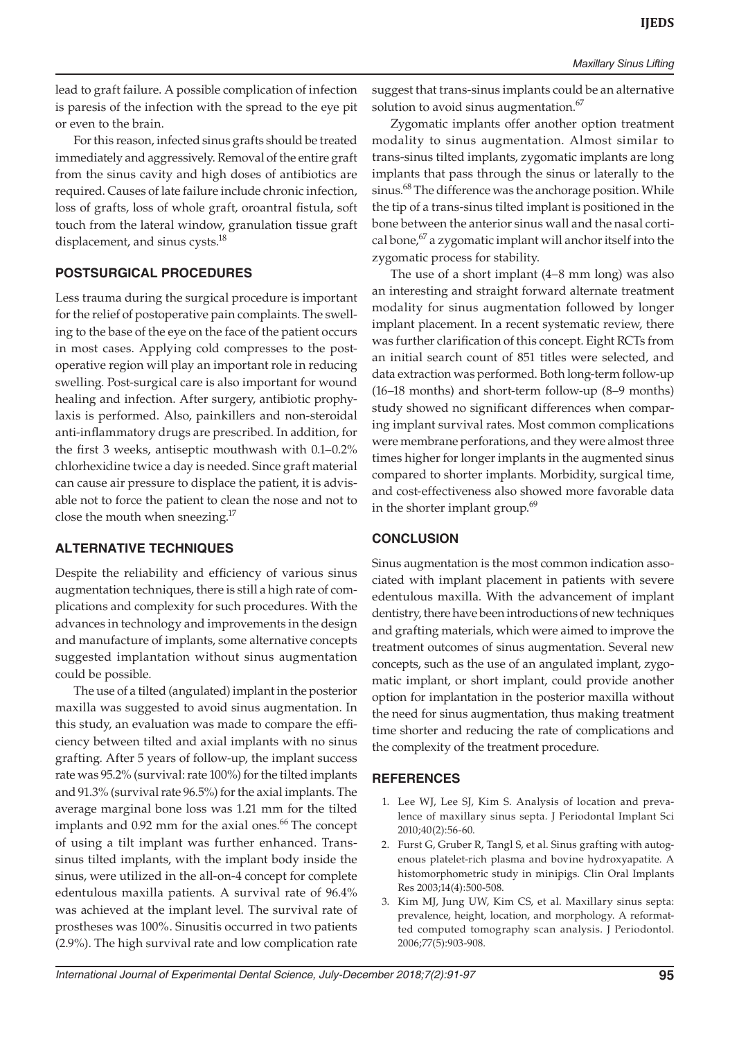lead to graft failure. A possible complication of infection is paresis of the infection with the spread to the eye pit or even to the brain.

For this reason, infected sinus grafts should be treated immediately and aggressively. Removal of the entire graft from the sinus cavity and high doses of antibiotics are required. Causes of late failure include chronic infection, loss of grafts, loss of whole graft, oroantral fistula, soft touch from the lateral window, granulation tissue graft displacement, and sinus cysts.[18]

## POSTSURGICAL PROCEDURES

Less trauma during the surgical procedure is important for the relief of postoperative pain complaints. The swelling to the base of the eye on the face of the patient occurs in most cases. Applying cold compresses to the postoperative region will play an important role in reducing swelling. Post-surgical care is also important for wound healing and infection. After surgery, antibiotic prophylaxis is performed. Also, painkillers and non-steroidal anti-inflammatory drugs are prescribed. In addition, for the first 3 weeks, antiseptic mouthwash with 0.1–0.2% chlorhexidine twice a day is needed. Since graft material can cause air pressure to displace the patient, it is advisable not to force the patient to clean the nose and not to close the mouth when sneezing.[17]

## ALTERNATIVE TECHNIQUES

Despite the reliability and efficiency of various sinus augmentation techniques, there is still a high rate of complications and complexity for such procedures. With the advances in technology and improvements in the design and manufacture of implants, some alternative concepts suggested implantation without sinus augmentation could be possible.

The use of a tilted (angulated) implant in the posterior maxilla was suggested to avoid sinus augmentation. In this study, an evaluation was made to compare the efficiency between tilted and axial implants with no sinus grafting. After 5 years of follow-up, the implant success rate was 95.2% (survival: rate 100%) for the tilted implants and 91.3% (survival rate 96.5%) for the axial implants. The average marginal bone loss was 1.21 mm for the tilted implants and 0.92 mm for the axial ones.[66] The concept of using a tilt implant was further enhanced. Trans-sinus tilted implants, with the implant body inside the sinus, were utilized in the all-on-4 concept for complete edentulous maxilla patients. A survival rate of 96.4% was achieved at the implant level. The survival rate of prostheses was 100%. Sinusitis occurred in two patients (2.9%). The high survival rate and low complication rate suggest that trans-sinus implants could be an alternative solution to avoid sinus augmentation.[67]

Zygomatic implants offer another option treatment modality to sinus augmentation. Almost similar to trans-sinus tilted implants, zygomatic implants are long implants that pass through the sinus or laterally to the sinus.[68] The difference was the anchorage position. While the tip of a trans-sinus tilted implant is positioned in the bone between the anterior sinus wall and the nasal cortical bone,[67] a zygomatic implant will anchor itself into the zygomatic process for stability.

The use of a short implant (4–8 mm long) was also an interesting and straight forward alternate treatment modality for sinus augmentation followed by longer implant placement. In a recent systematic review, there was further clarification of this concept. Eight RCTs from an initial search count of 851 titles were selected, and data extraction was performed. Both long-term follow-up (16–18 months) and short-term follow-up (8–9 months) study showed no significant differences when comparing implant survival rates. Most common complications were membrane perforations, and they were almost three times higher for longer implants in the augmented sinus compared to shorter implants. Morbidity, surgical time, and cost-effectiveness also showed more favorable data in the shorter implant group.[69]

## CONCLUSION

Sinus augmentation is the most common indication associated with implant placement in patients with severe edentulous maxilla. With the advancement of implant dentistry, there have been introductions of new techniques and grafting materials, which were aimed to improve the treatment outcomes of sinus augmentation. Several new concepts, such as the use of an angulated implant, zygomatic implant, or short implant, could provide another option for implantation in the posterior maxilla without the need for sinus augmentation, thus making treatment time shorter and reducing the rate of complications and the complexity of the treatment procedure.

## REFERENCES

1. Lee WJ, Lee SJ, Kim S. Analysis of location and prevalence of maxillary sinus septa. J Periodontal Implant Sci 2010;40(2):56-60.
2. Furst G, Gruber R, Tangl S, et al. Sinus grafting with autogenous platelet-rich plasma and bovine hydroxyapatite. A histomorphometric study in minipigs. Clin Oral Implants Res 2003;14(4):500-508.
3. Kim MJ, Jung UW, Kim CS, et al. Maxillary sinus septa: prevalence, height, location, and morphology. A reformatted computed tomography scan analysis. J Periodontol. 2006;77(5):903-908.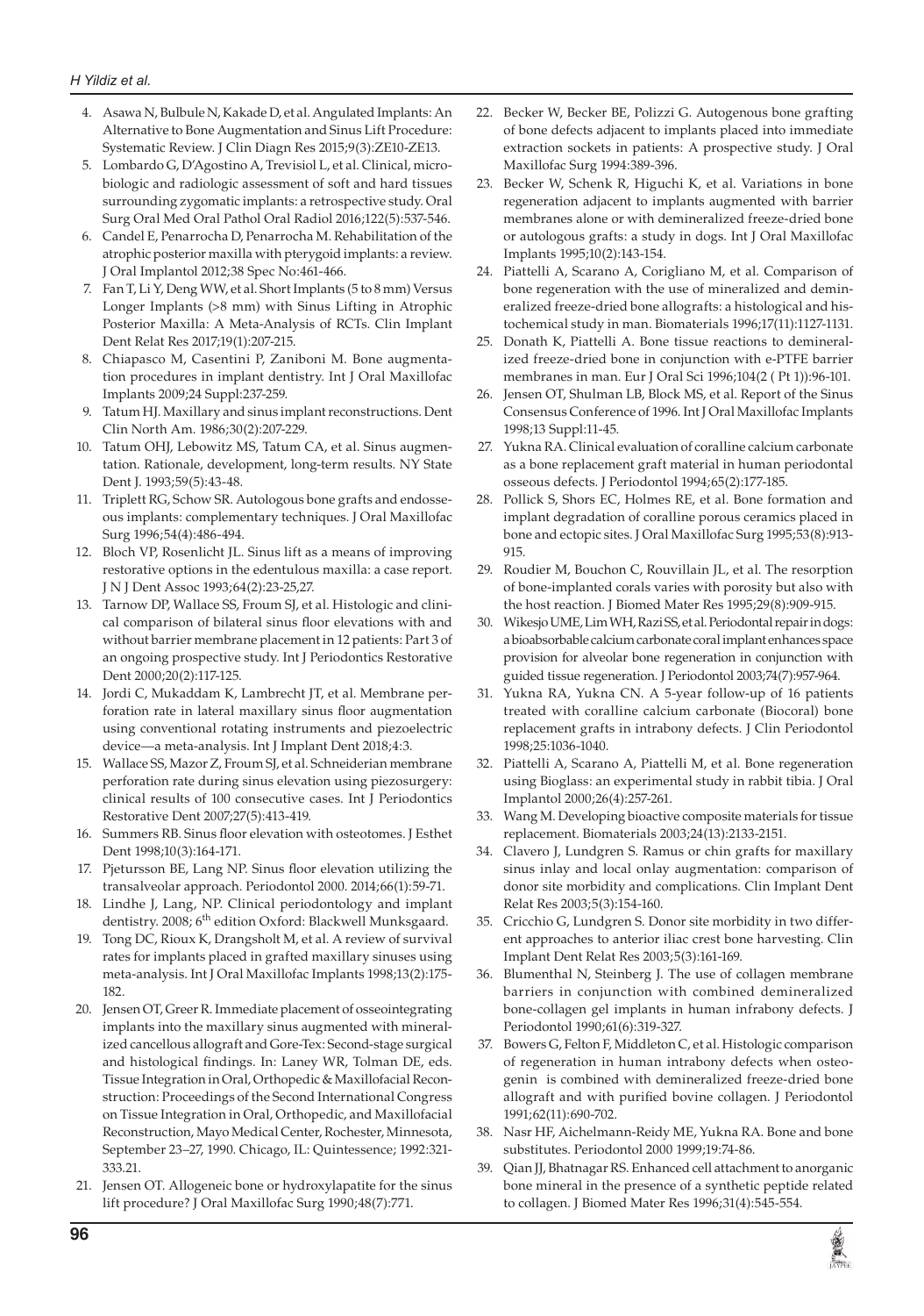4. Asawa N, Bulbule N, Kakade D, et al. Angulated Implants: An Alternative to Bone Augmentation and Sinus Lift Procedure: Systematic Review. J Clin Diagn Res 2015;9(3):ZE10-ZE13.
5. Lombardo G, D'Agostino A, Trevisiol L, et al. Clinical, microbiologic and radiologic assessment of soft and hard tissues surrounding zygomatic implants: a retrospective study. Oral Surg Oral Med Oral Pathol Oral Radiol 2016;122(5):537-546.
6. Candel E, Penarrocha D, Penarrocha M. Rehabilitation of the atrophic posterior maxilla with pterygoid implants: a review. J Oral Implantol 2012;38 Spec No:461-466.
7. Fan T, Li Y, Deng WW, et al. Short Implants (5 to 8 mm) Versus Longer Implants (>8 mm) with Sinus Lifting in Atrophic Posterior Maxilla: A Meta-Analysis of RCTs. Clin Implant Dent Relat Res 2017;19(1):207-215.
8. Chiapasco M, Casentini P, Zaniboni M. Bone augmentation procedures in implant dentistry. Int J Oral Maxillofac Implants 2009;24 Suppl:237-259.
9. Tatum HJ. Maxillary and sinus implant reconstructions. Dent Clin North Am. 1986;30(2):207-229.
10. Tatum OHJ, Lebowitz MS, Tatum CA, et al. Sinus augmentation. Rationale, development, long-term results. NY State Dent J. 1993;59(5):43-48.
11. Triplett RG, Schow SR. Autologous bone grafts and endosseous implants: complementary techniques. J Oral Maxillofac Surg 1996;54(4):486-494.
12. Bloch VP, Rosenlicht JL. Sinus lift as a means of improving restorative options in the edentulous maxilla: a case report. J N J Dent Assoc 1993;64(2):23-25,27.
13. Tarnow DP, Wallace SS, Froum SJ, et al. Histologic and clinical comparison of bilateral sinus floor elevations with and without barrier membrane placement in 12 patients: Part 3 of an ongoing prospective study. Int J Periodontics Restorative Dent 2000;20(2):117-125.
14. Jordi C, Mukaddam K, Lambrecht JT, et al. Membrane perforation rate in lateral maxillary sinus floor augmentation using conventional rotating instruments and piezoelectric device—a meta-analysis. Int J Implant Dent 2018;4:3.
15. Wallace SS, Mazor Z, Froum SJ, et al. Schneiderian membrane perforation rate during sinus elevation using piezosurgery: clinical results of 100 consecutive cases. Int J Periodontics Restorative Dent 2007;27(5):413-419.
16. Summers RB. Sinus floor elevation with osteotomes. J Esthet Dent 1998;10(3):164-171.
17. Pjetursson BE, Lang NP. Sinus floor elevation utilizing the transalveolar approach. Periodontol 2000. 2014;66(1):59-71.
18. Lindhe J, Lang, NP. Clinical periodontology and implant dentistry. 2008; 6th edition Oxford: Blackwell Munksgaard.
19. Tong DC, Rioux K, Drangsholt M, et al. A review of survival rates for implants placed in grafted maxillary sinuses using meta-analysis. Int J Oral Maxillofac Implants 1998;13(2):175-182.
20. Jensen OT, Greer R. Immediate placement of osseointegrating implants into the maxillary sinus augmented with mineralized cancellous allograft and Gore-Tex: Second-stage surgical and histological findings. In: Laney WR, Tolman DE, eds. Tissue Integration in Oral, Orthopedic & Maxillofacial Reconstruction: Proceedings of the Second International Congress on Tissue Integration in Oral, Orthopedic, and Maxillofacial Reconstruction, Mayo Medical Center, Rochester, Minnesota, September 23–27, 1990. Chicago, IL: Quintessence; 1992:321-333.21.
21. Jensen OT. Allogeneic bone or hydroxylapatite for the sinus lift procedure? J Oral Maxillofac Surg 1990;48(7):771.
22. Becker W, Becker BE, Polizzi G. Autogenous bone grafting of bone defects adjacent to implants placed into immediate extraction sockets in patients: A prospective study. J Oral Maxillofac Surg 1994:389-396.
23. Becker W, Schenk R, Higuchi K, et al. Variations in bone regeneration adjacent to implants augmented with barrier membranes alone or with demineralized freeze-dried bone or autologous grafts: a study in dogs. Int J Oral Maxillofac Implants 1995;10(2):143-154.
24. Piattelli A, Scarano A, Corigliano M, et al. Comparison of bone regeneration with the use of mineralized and demineralized freeze-dried bone allografts: a histological and histochemical study in man. Biomaterials 1996;17(11):1127-1131.
25. Donath K, Piattelli A. Bone tissue reactions to demineralized freeze-dried bone in conjunction with e-PTFE barrier membranes in man. Eur J Oral Sci 1996;104(2 ( Pt 1)):96-101.
26. Jensen OT, Shulman LB, Block MS, et al. Report of the Sinus Consensus Conference of 1996. Int J Oral Maxillofac Implants 1998;13 Suppl:11-45.
27. Yukna RA. Clinical evaluation of coralline calcium carbonate as a bone replacement graft material in human periodontal osseous defects. J Periodontol 1994;65(2):177-185.
28. Pollick S, Shors EC, Holmes RE, et al. Bone formation and implant degradation of coralline porous ceramics placed in bone and ectopic sites. J Oral Maxillofac Surg 1995;53(8):913-915.
29. Roudier M, Bouchon C, Rouvillain JL, et al. The resorption of bone-implanted corals varies with porosity but also with the host reaction. J Biomed Mater Res 1995;29(8):909-915.
30. Wikesjo UME, Lim WH, Razi SS, et al. Periodontal repair in dogs: a bioabsorbable calcium carbonate coral implant enhances space provision for alveolar bone regeneration in conjunction with guided tissue regeneration. J Periodontol 2003;74(7):957-964.
31. Yukna RA, Yukna CN. A 5-year follow-up of 16 patients treated with coralline calcium carbonate (Biocoral) bone replacement grafts in intrabony defects. J Clin Periodontol 1998;25:1036-1040.
32. Piattelli A, Scarano A, Piattelli M, et al. Bone regeneration using Bioglass: an experimental study in rabbit tibia. J Oral Implantol 2000;26(4):257-261.
33. Wang M. Developing bioactive composite materials for tissue replacement. Biomaterials 2003;24(13):2133-2151.
34. Clavero J, Lundgren S. Ramus or chin grafts for maxillary sinus inlay and local onlay augmentation: comparison of donor site morbidity and complications. Clin Implant Dent Relat Res 2003;5(3):154-160.
35. Cricchio G, Lundgren S. Donor site morbidity in two different approaches to anterior iliac crest bone harvesting. Clin Implant Dent Relat Res 2003;5(3):161-169.
36. Blumenthal N, Steinberg J. The use of collagen membrane barriers in conjunction with combined demineralized bone-collagen gel implants in human infrabony defects. J Periodontol 1990;61(6):319-327.
37. Bowers G, Felton F, Middleton C, et al. Histologic comparison of regeneration in human intrabony defects when osteogenin is combined with demineralized freeze-dried bone allograft and with purified bovine collagen. J Periodontol 1991;62(11):690-702.
38. Nasr HF, Aichelmann-Reidy ME, Yukna RA. Bone and bone substitutes. Periodontol 2000 1999;19:74-86.
39. Qian JJ, Bhatnagar RS. Enhanced cell attachment to anorganic bone mineral in the presence of a synthetic peptide related to collagen. J Biomed Mater Res 1996;31(4):545-554.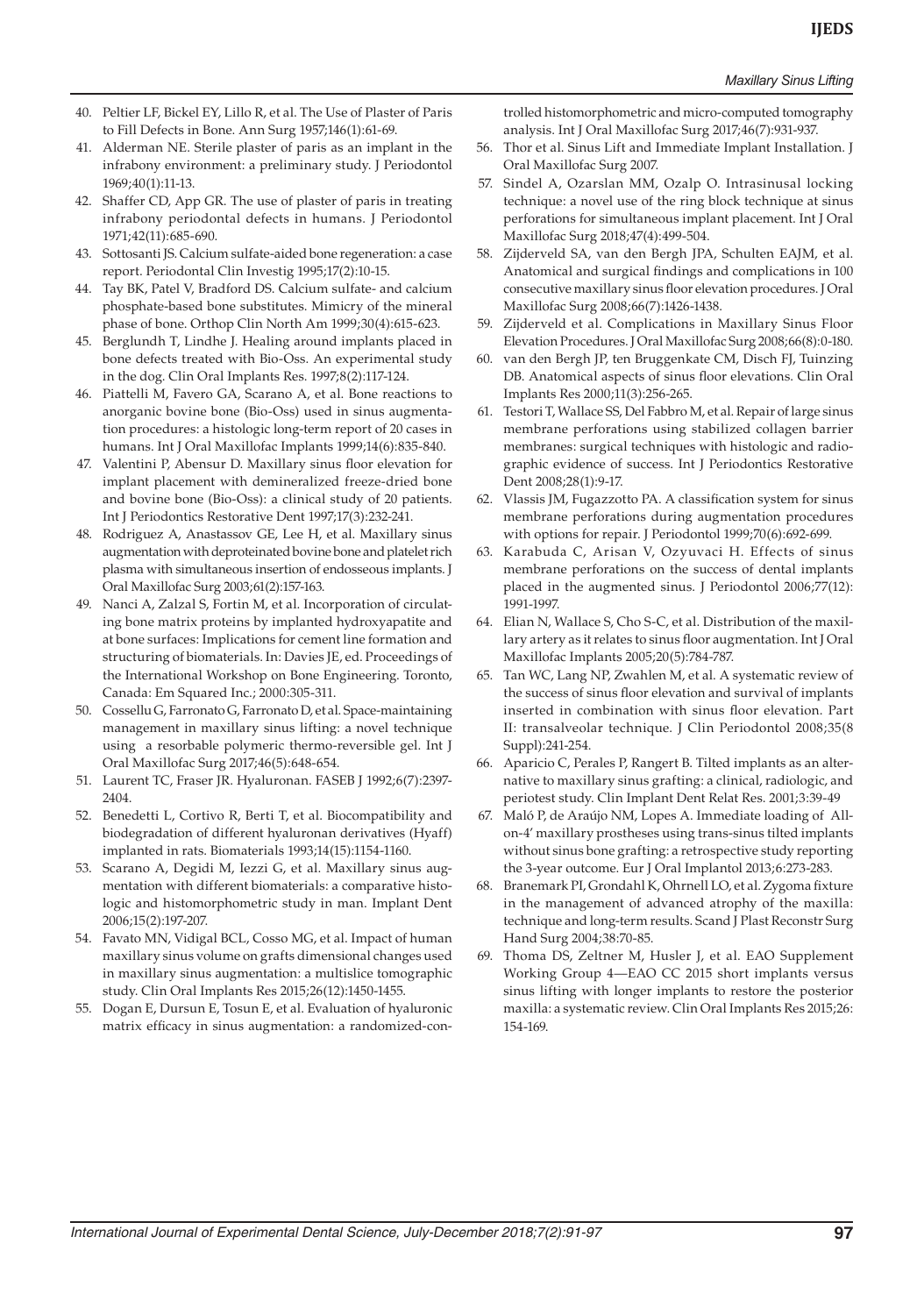40. Peltier LF, Bickel EY, Lillo R, et al. The Use of Plaster of Paris to Fill Defects in Bone. Ann Surg 1957;146(1):61-69.
41. Alderman NE. Sterile plaster of paris as an implant in the infrabony environment: a preliminary study. J Periodontol 1969;40(1):11-13.
42. Shaffer CD, App GR. The use of plaster of paris in treating infrabony periodontal defects in humans. J Periodontol 1971;42(11):685-690.
43. Sottosanti JS. Calcium sulfate-aided bone regeneration: a case report. Periodontal Clin Investig 1995;17(2):10-15.
44. Tay BK, Patel V, Bradford DS. Calcium sulfate- and calcium phosphate-based bone substitutes. Mimicry of the mineral phase of bone. Orthop Clin North Am 1999;30(4):615-623.
45. Berglundh T, Lindhe J. Healing around implants placed in bone defects treated with Bio-Oss. An experimental study in the dog. Clin Oral Implants Res. 1997;8(2):117-124.
46. Piattelli M, Favero GA, Scarano A, et al. Bone reactions to anorganic bovine bone (Bio-Oss) used in sinus augmentation procedures: a histologic long-term report of 20 cases in humans. Int J Oral Maxillofac Implants 1999;14(6):835-840.
47. Valentini P, Abensur D. Maxillary sinus floor elevation for implant placement with demineralized freeze-dried bone and bovine bone (Bio-Oss): a clinical study of 20 patients. Int J Periodontics Restorative Dent 1997;17(3):232-241.
48. Rodriguez A, Anastassov GE, Lee H, et al. Maxillary sinus augmentation with deproteinated bovine bone and platelet rich plasma with simultaneous insertion of endosseous implants. J Oral Maxillofac Surg 2003;61(2):157-163.
49. Nanci A, Zalzal S, Fortin M, et al. Incorporation of circulating bone matrix proteins by implanted hydroxyapatite and at bone surfaces: Implications for cement line formation and structuring of biomaterials. In: Davies JE, ed. Proceedings of the International Workshop on Bone Engineering. Toronto, Canada: Em Squared Inc.; 2000:305-311.
50. Cossellu G, Farronato G, Farronato D, et al. Space-maintaining management in maxillary sinus lifting: a novel technique using a resorbable polymeric thermo-reversible gel. Int J Oral Maxillofac Surg 2017;46(5):648-654.
51. Laurent TC, Fraser JR. Hyaluronan. FASEB J 1992;6(7):2397-2404.
52. Benedetti L, Cortivo R, Berti T, et al. Biocompatibility and biodegradation of different hyaluronan derivatives (Hyaff) implanted in rats. Biomaterials 1993;14(15):1154-1160.
53. Scarano A, Degidi M, Iezzi G, et al. Maxillary sinus augmentation with different biomaterials: a comparative histologic and histomorphometric study in man. Implant Dent 2006;15(2):197-207.
54. Favato MN, Vidigal BCL, Cosso MG, et al. Impact of human maxillary sinus volume on grafts dimensional changes used in maxillary sinus augmentation: a multislice tomographic study. Clin Oral Implants Res 2015;26(12):1450-1455.
55. Dogan E, Dursun E, Tosun E, et al. Evaluation of hyaluronic matrix efficacy in sinus augmentation: a randomized-controlled histomorphometric and micro-computed tomography analysis. Int J Oral Maxillofac Surg 2017;46(7):931-937.
56. Thor et al. Sinus Lift and Immediate Implant Installation. J Oral Maxillofac Surg 2007.
57. Sindel A, Ozarslan MM, Ozalp O. Intrasinusal locking technique: a novel use of the ring block technique at sinus perforations for simultaneous implant placement. Int J Oral Maxillofac Surg 2018;47(4):499-504.
58. Zijderveld SA, van den Bergh JPA, Schulten EAJM, et al. Anatomical and surgical findings and complications in 100 consecutive maxillary sinus floor elevation procedures. J Oral Maxillofac Surg 2008;66(7):1426-1438.
59. Zijderveld et al. Complications in Maxillary Sinus Floor Elevation Procedures. J Oral Maxillofac Surg 2008;66(8):0-180.
60. van den Bergh JP, ten Bruggenkate CM, Disch FJ, Tuinzing DB. Anatomical aspects of sinus floor elevations. Clin Oral Implants Res 2000;11(3):256-265.
61. Testori T, Wallace SS, Del Fabbro M, et al. Repair of large sinus membrane perforations using stabilized collagen barrier membranes: surgical techniques with histologic and radiographic evidence of success. Int J Periodontics Restorative Dent 2008;28(1):9-17.
62. Vlassis JM, Fugazzotto PA. A classification system for sinus membrane perforations during augmentation procedures with options for repair. J Periodontol 1999;70(6):692-699.
63. Karabuda C, Arisan V, Ozyuvaci H. Effects of sinus membrane perforations on the success of dental implants placed in the augmented sinus. J Periodontol 2006;77(12):1991-1997.
64. Elian N, Wallace S, Cho S-C, et al. Distribution of the maxillary artery as it relates to sinus floor augmentation. Int J Oral Maxillofac Implants 2005;20(5):784-787.
65. Tan WC, Lang NP, Zwahlen M, et al. A systematic review of the success of sinus floor elevation and survival of implants inserted in combination with sinus floor elevation. Part II: transalveolar technique. J Clin Periodontol 2008;35(8 Suppl):241-254.
66. Aparicio C, Perales P, Rangert B. Tilted implants as an alternative to maxillary sinus grafting: a clinical, radiologic, and periotest study. Clin Implant Dent Relat Res. 2001;3:39-49
67. Maló P, de Araújo NM, Lopes A. Immediate loading of All-on-4' maxillary prostheses using trans-sinus tilted implants without sinus bone grafting: a retrospective study reporting the 3-year outcome. Eur J Oral Implantol 2013;6:273-283.
68. Branemark PI, Grondahl K, Ohrnell LO, et al. Zygoma fixture in the management of advanced atrophy of the maxilla: technique and long-term results. Scand J Plast Reconstr Surg Hand Surg 2004;38:70-85.
69. Thoma DS, Zeltner M, Husler J, et al. EAO Supplement Working Group 4—EAO CC 2015 short implants versus sinus lifting with longer implants to restore the posterior maxilla: a systematic review. Clin Oral Implants Res 2015;26:154-169.